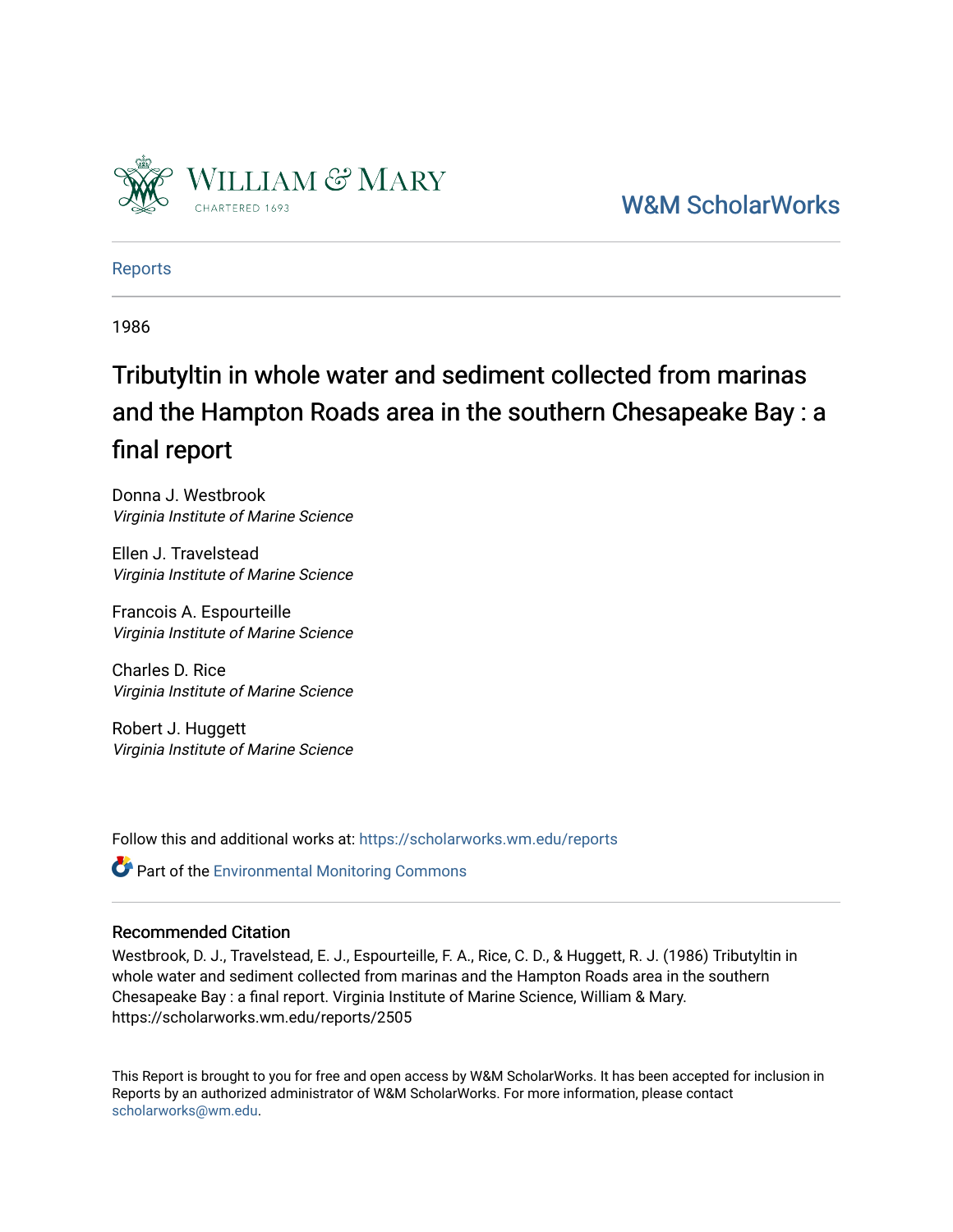William & Mary

CHARTERED 1693

W&M ScholarWorks

Reports

1986

# Tributyltin in whole water and sediment collected from marinas and the Hampton Roads area in the southern Chesapeake Bay : a final report

Donna J. Westbrook
*Virginia Institute of Marine Science*

Ellen J. Travelstead
*Virginia Institute of Marine Science*

Francois A. Espourteille
*Virginia Institute of Marine Science*

Charles D. Rice
*Virginia Institute of Marine Science*

Robert J. Huggett
*Virginia Institute of Marine Science*

Follow this and additional works at: https://scholarworks.wm.edu/reports

Part of the Environmental Monitoring Commons

## Recommended Citation

Westbrook, D. J., Travelstead, E. J., Espourteille, F. A., Rice, C. D., & Huggett, R. J. (1986) Tributyltin in whole water and sediment collected from marinas and the Hampton Roads area in the southern Chesapeake Bay : a final report. Virginia Institute of Marine Science, William & Mary. https://scholarworks.wm.edu/reports/2505

This Report is brought to you for free and open access by W&M ScholarWorks. It has been accepted for inclusion in Reports by an authorized administrator of W&M ScholarWorks. For more information, please contact scholarworks@wm.edu.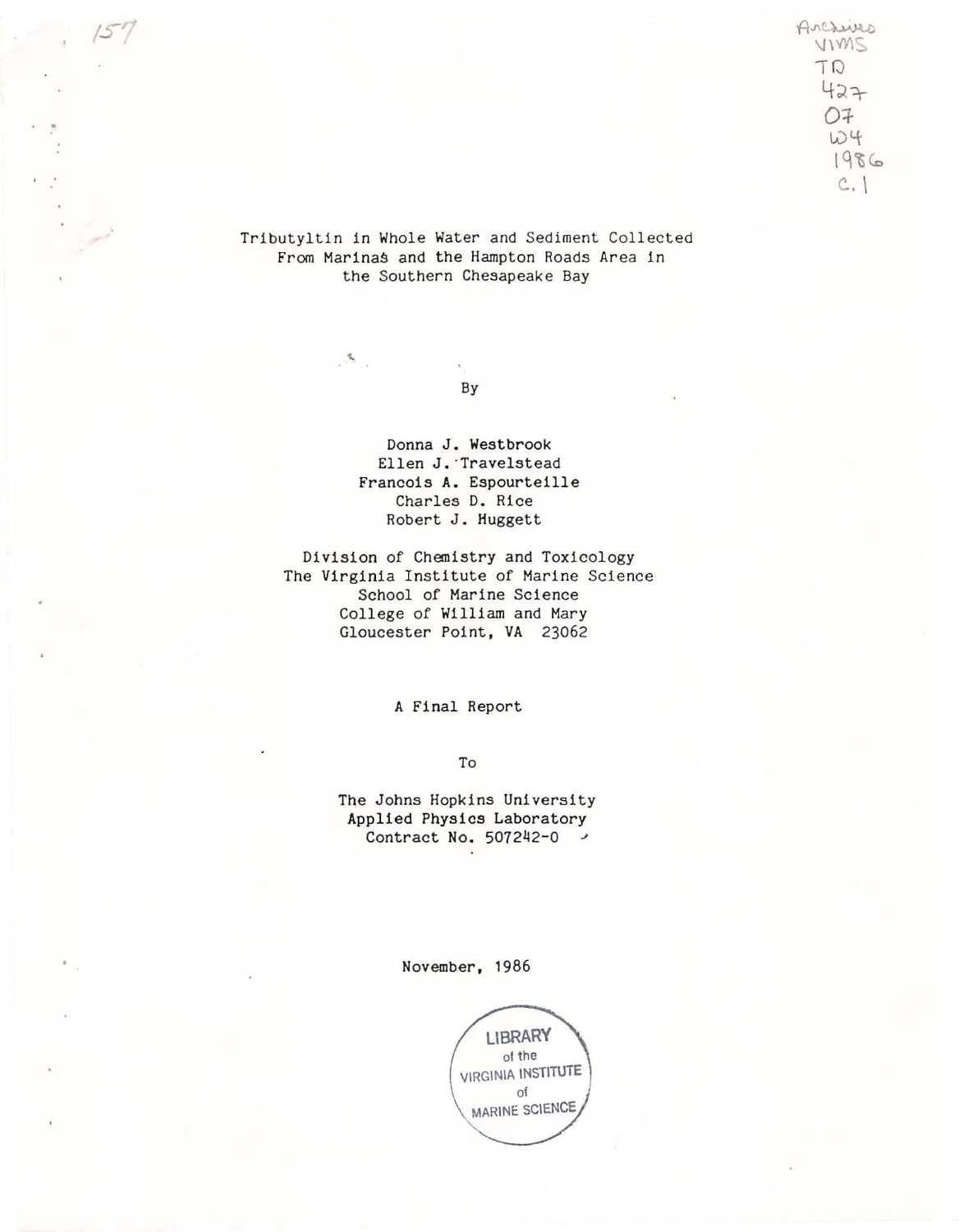Archives VIMS TD 427 O7 W4 1986 c.1

Tributyltin in Whole Water and Sediment Collected From Marinas and the Hampton Roads Area in the Southern Chesapeake Bay

By

Donna J. Westbrook
Ellen J. Travelstead
Francois A. Espourteille
Charles D. Rice
Robert J. Huggett

Division of Chemistry and Toxicology
The Virginia Institute of Marine Science
School of Marine Science
College of William and Mary
Gloucester Point, VA 23062

A Final Report

To

The Johns Hopkins University
Applied Physics Laboratory
Contract No. 507242-0

November, 1986

LIBRARY of the VIRGINIA INSTITUTE of MARINE SCIENCE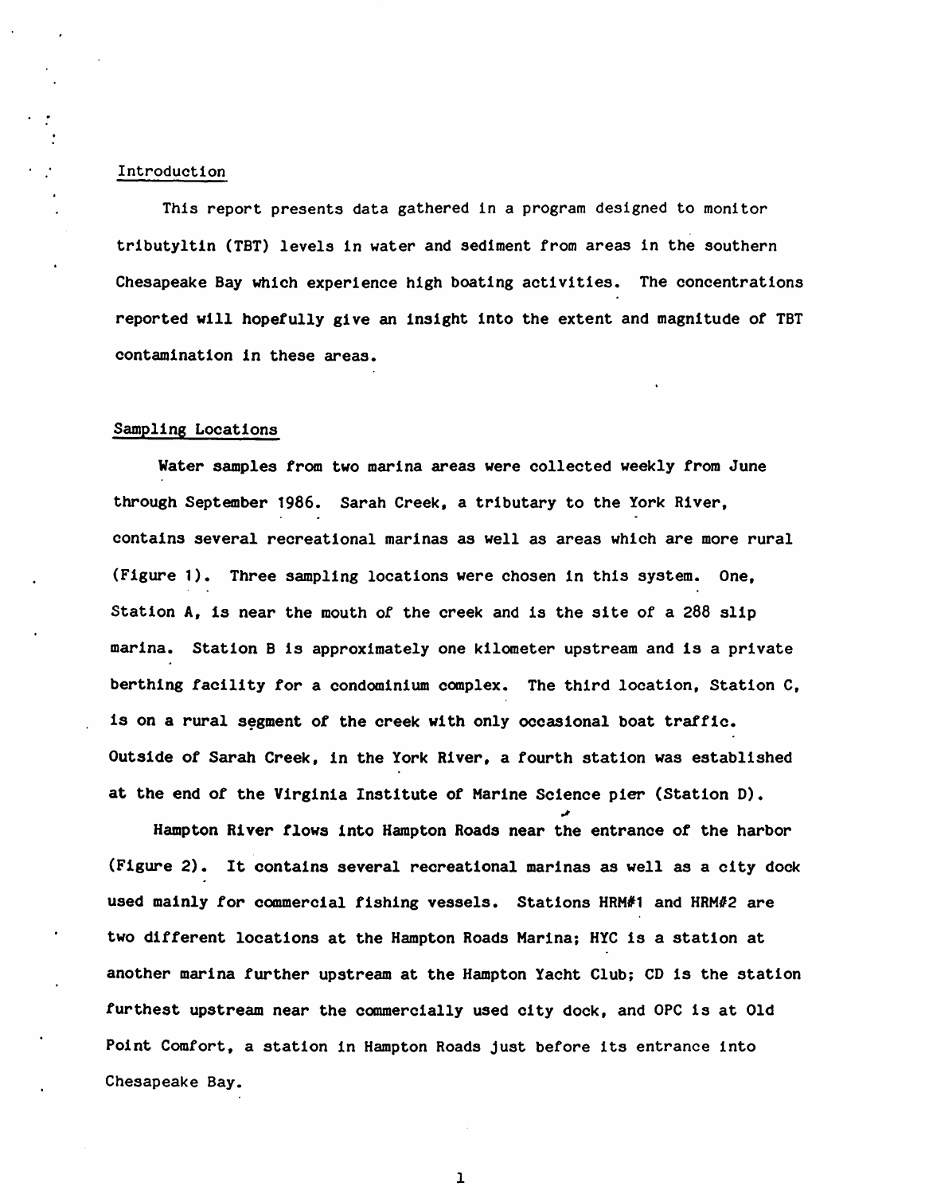## Introduction

This report presents data gathered in a program designed to monitor tributyltin (TBT) levels in water and sediment from areas in the southern Chesapeake Bay which experience high boating activities. The concentrations reported will hopefully give an insight into the extent and magnitude of TBT contamination in these areas.

## Sampling Locations

Water samples from two marina areas were collected weekly from June through September 1986. Sarah Creek, a tributary to the York River, contains several recreational marinas as well as areas which are more rural (Figure 1). Three sampling locations were chosen in this system. One, Station A, is near the mouth of the creek and is the site of a 288 slip marina. Station B is approximately one kilometer upstream and is a private berthing facility for a condominium complex. The third location, Station C, is on a rural segment of the creek with only occasional boat traffic. Outside of Sarah Creek, in the York River, a fourth station was established at the end of the Virginia Institute of Marine Science pier (Station D).

Hampton River flows into Hampton Roads near the entrance of the harbor (Figure 2). It contains several recreational marinas as well as a city dock used mainly for commercial fishing vessels. Stations HRM#1 and HRM#2 are two different locations at the Hampton Roads Marina; HYC is a station at another marina further upstream at the Hampton Yacht Club; CD is the station furthest upstream near the commercially used city dock, and OPC is at Old Point Comfort, a station in Hampton Roads just before its entrance into Chesapeake Bay.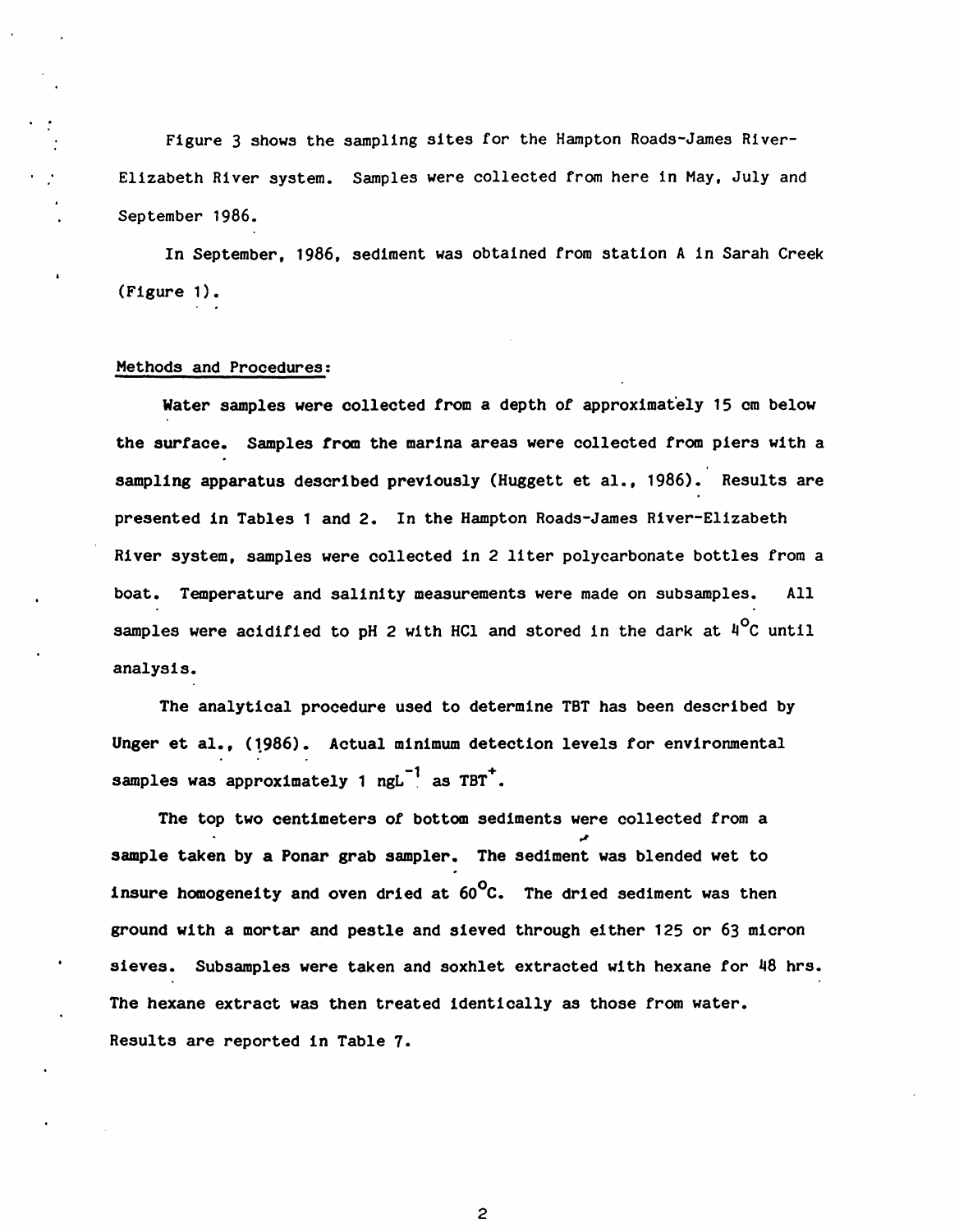Figure 3 shows the sampling sites for the Hampton Roads-James River-Elizabeth River system. Samples were collected from here in May, July and September 1986.

In September, 1986, sediment was obtained from station A in Sarah Creek (Figure 1).

Methods and Procedures:

Water samples were collected from a depth of approximately 15 cm below the surface. Samples from the marina areas were collected from piers with a sampling apparatus described previously (Huggett et al., 1986). Results are presented in Tables 1 and 2. In the Hampton Roads-James River-Elizabeth River system, samples were collected in 2 liter polycarbonate bottles from a boat. Temperature and salinity measurements were made on subsamples. All samples were acidified to pH 2 with HCl and stored in the dark at $4^{\circ}C$ until analysis.

The analytical procedure used to determine TBT has been described by Unger et al., (1986). Actual minimum detection levels for environmental samples was approximately 1 $ngL^{-1}$ as $TBT^{+}$.

The top two centimeters of bottom sediments were collected from a sample taken by a Ponar grab sampler. The sediment was blended wet to insure homogeneity and oven dried at $60^{\circ}C$. The dried sediment was then ground with a mortar and pestle and sieved through either 125 or 63 micron sieves. Subsamples were taken and soxhlet extracted with hexane for 48 hrs. The hexane extract was then treated identically as those from water. Results are reported in Table 7.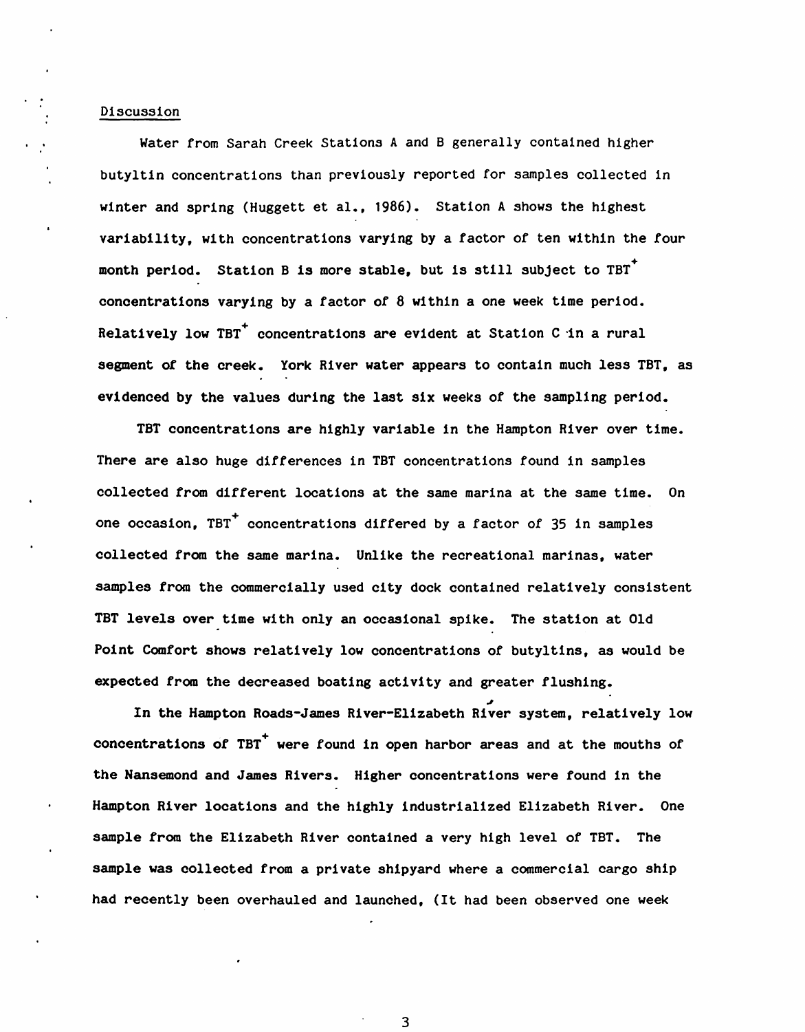## Discussion

Water from Sarah Creek Stations A and B generally contained higher butyltin concentrations than previously reported for samples collected in winter and spring (Huggett et al., 1986). Station A shows the highest variability, with concentrations varying by a factor of ten within the four month period. Station B is more stable, but is still subject to $TBT^{+}$ concentrations varying by a factor of 8 within a one week time period. Relatively low $TBT^{+}$ concentrations are evident at Station C in a rural segment of the creek. York River water appears to contain much less TBT, as evidenced by the values during the last six weeks of the sampling period.

TBT concentrations are highly variable in the Hampton River over time. There are also huge differences in TBT concentrations found in samples collected from different locations at the same marina at the same time. On one occasion, $TBT^{+}$ concentrations differed by a factor of 35 in samples collected from the same marina. Unlike the recreational marinas, water samples from the commercially used city dock contained relatively consistent TBT levels over time with only an occasional spike. The station at Old Point Comfort shows relatively low concentrations of butyltins, as would be expected from the decreased boating activity and greater flushing.

In the Hampton Roads-James River-Elizabeth River system, relatively low concentrations of $TBT^{+}$ were found in open harbor areas and at the mouths of the Nansemond and James Rivers. Higher concentrations were found in the Hampton River locations and the highly industrialized Elizabeth River. One sample from the Elizabeth River contained a very high level of TBT. The sample was collected from a private shipyard where a commercial cargo ship had recently been overhauled and launched, (It had been observed one week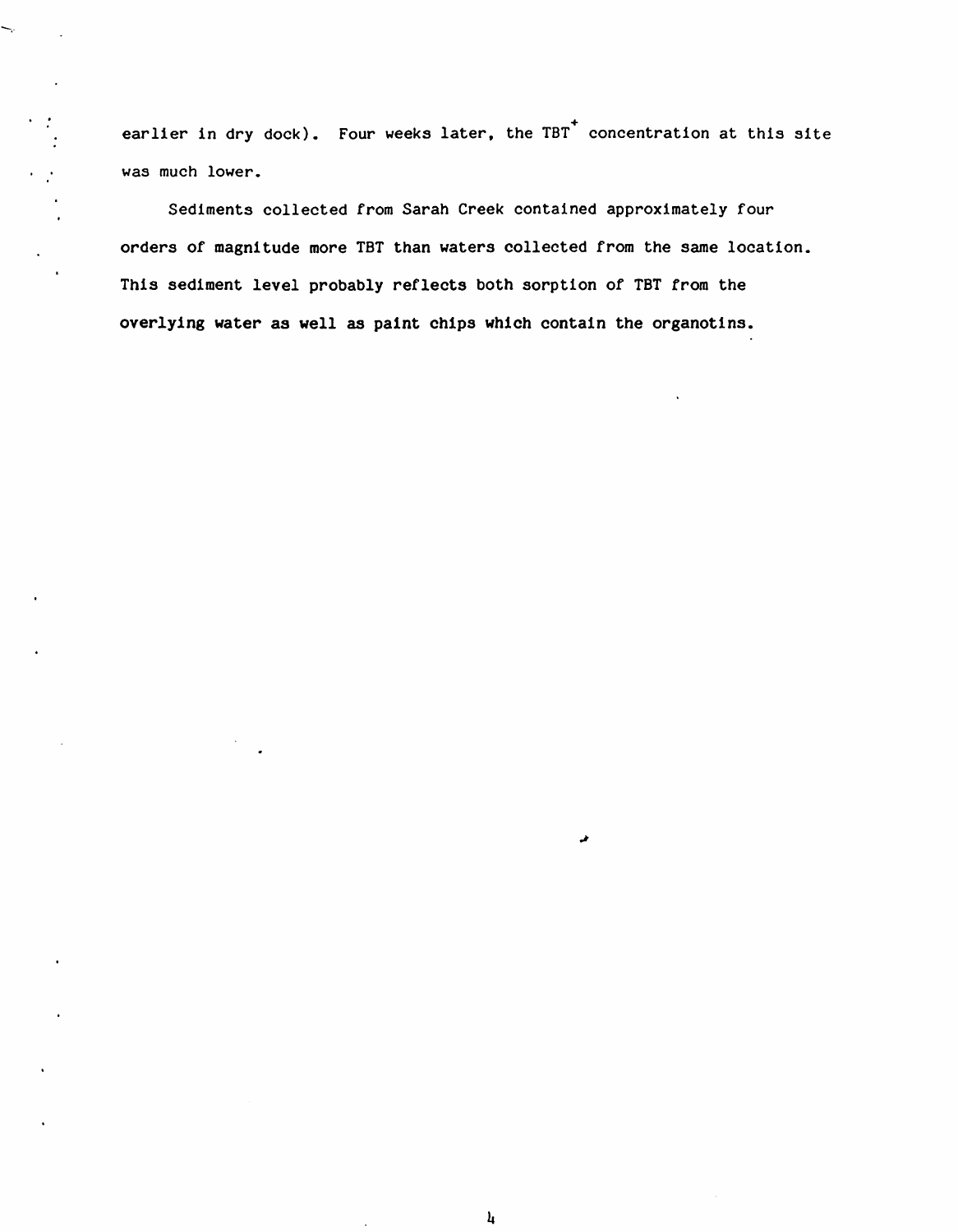earlier in dry dock). Four weeks later, the $TBT^{+}$ concentration at this site was much lower.

Sediments collected from Sarah Creek contained approximately four orders of magnitude more TBT than waters collected from the same location. This sediment level probably reflects both sorption of TBT from the overlying water as well as paint chips which contain the organotins.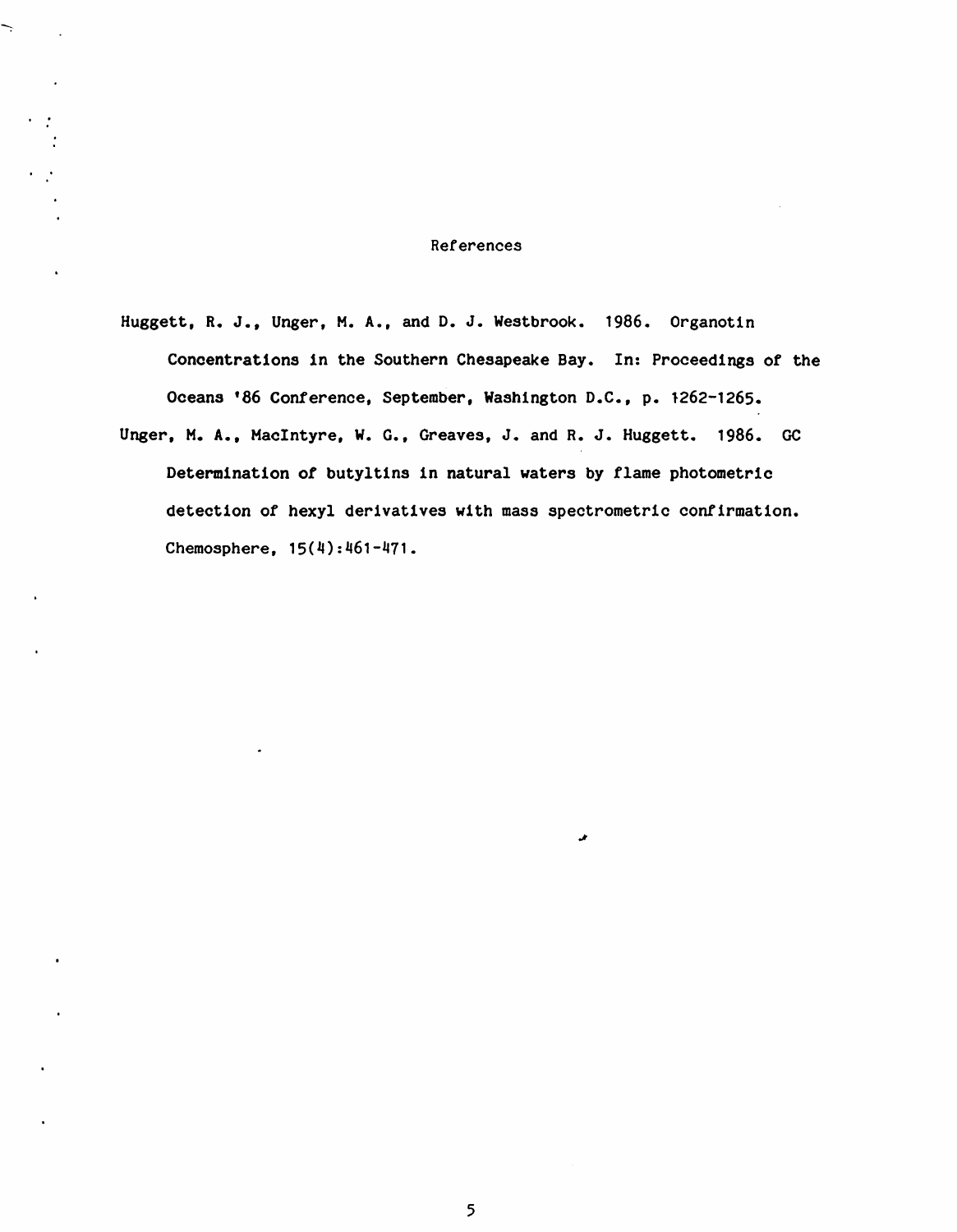## References

Huggett, R. J., Unger, M. A., and D. J. Westbrook. 1986. Organotin Concentrations in the Southern Chesapeake Bay. In: Proceedings of the Oceans '86 Conference, September, Washington D.C., p. 1262-1265.

Unger, M. A., MacIntyre, W. G., Greaves, J. and R. J. Huggett. 1986. GC Determination of butyltins in natural waters by flame photometric detection of hexyl derivatives with mass spectrometric confirmation. Chemosphere, 15(4):461-471.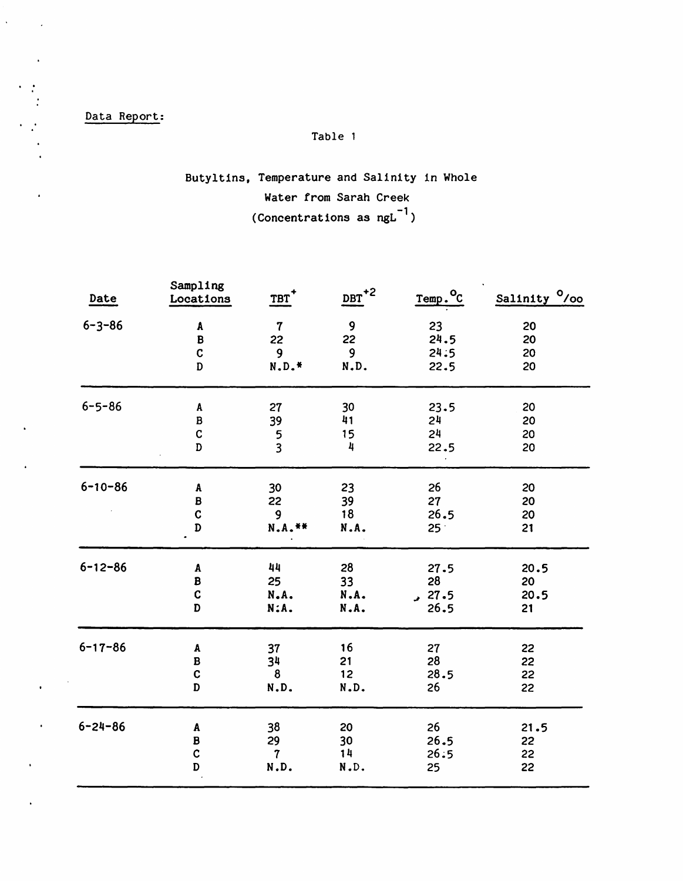Data Report:

Table 1

Butyltins, Temperature and Salinity in Whole Water from Sarah Creek (Concentrations as $ngL^{-1}$)

| Date | Sampling Locations | $TBT^{+}$ | $DBT^{+2}$ | Temp. °C | Salinity °/oo |
|---|---|---|---|---|---|
| 6-3-86 | A | 7 | 9 | 23 | 20 |
| | B | 22 | 22 | 24.5 | 20 |
| | C | 9 | 9 | 24.5 | 20 |
| | D | N.D.* | N.D. | 22.5 | 20 |
| 6-5-86 | A | 27 | 30 | 23.5 | 20 |
| | B | 39 | 41 | 24 | 20 |
| | C | 5 | 15 | 24 | 20 |
| | D | 3 | 4 | 22.5 | 20 |
| 6-10-86 | A | 30 | 23 | 26 | 20 |
| | B | 22 | 39 | 27 | 20 |
| | C | 9 | 18 | 26.5 | 20 |
| | D | N.A.** | N.A. | 25 | 21 |
| 6-12-86 | A | 44 | 28 | 27.5 | 20.5 |
| | B | 25 | 33 | 28 | 20 |
| | C | N.A. | N.A. | 27.5 | 20.5 |
| | D | N.A. | N.A. | 26.5 | 21 |
| 6-17-86 | A | 37 | 16 | 27 | 22 |
| | B | 34 | 21 | 28 | 22 |
| | C | 8 | 12 | 28.5 | 22 |
| | D | N.D. | N.D. | 26 | 22 |
| 6-24-86 | A | 38 | 20 | 26 | 21.5 |
| | B | 29 | 30 | 26.5 | 22 |
| | C | 7 | 14 | 26.5 | 22 |
| | D | N.D. | N.D. | 25 | 22 |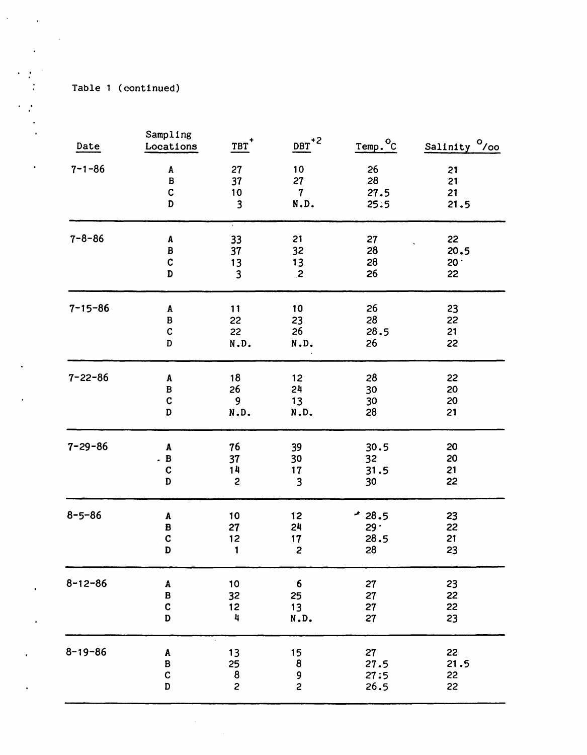Table 1 (continued)

| Date | Sampling Locations | $TBT^{+}$ | $DBT^{+2}$ | Temp. °C | Salinity ‰ |
|---|---|---|---|---|---|
| 7-1-86 | A | 27 | 10 | 26 | 21 |
| | B | 37 | 27 | 28 | 21 |
| | C | 10 | 7 | 27.5 | 21 |
| | D | 3 | N.D. | 25.5 | 21.5 |
| 7-8-86 | A | 33 | 21 | 27 | 22 |
| | B | 37 | 32 | 28 | 20.5 |
| | C | 13 | 13 | 28 | 20 |
| | D | 3 | 2 | 26 | 22 |
| 7-15-86 | A | 11 | 10 | 26 | 23 |
| | B | 22 | 23 | 28 | 22 |
| | C | 22 | 26 | 28.5 | 21 |
| | D | N.D. | N.D. | 26 | 22 |
| 7-22-86 | A | 18 | 12 | 28 | 22 |
| | B | 26 | 24 | 30 | 20 |
| | C | 9 | 13 | 30 | 20 |
| | D | N.D. | N.D. | 28 | 21 |
| 7-29-86 | A | 76 | 39 | 30.5 | 20 |
| | B | 37 | 30 | 32 | 20 |
| | C | 14 | 17 | 31.5 | 21 |
| | D | 2 | 3 | 30 | 22 |
| 8-5-86 | A | 10 | 12 | 28.5 | 23 |
| | B | 27 | 24 | 29 | 22 |
| | C | 12 | 17 | 28.5 | 21 |
| | D | 1 | 2 | 28 | 23 |
| 8-12-86 | A | 10 | 6 | 27 | 23 |
| | B | 32 | 25 | 27 | 22 |
| | C | 12 | 13 | 27 | 22 |
| | D | 4 | N.D. | 27 | 23 |
| 8-19-86 | A | 13 | 15 | 27 | 22 |
| | B | 25 | 8 | 27.5 | 21.5 |
| | C | 8 | 9 | 27.5 | 22 |
| | D | 2 | 2 | 26.5 | 22 |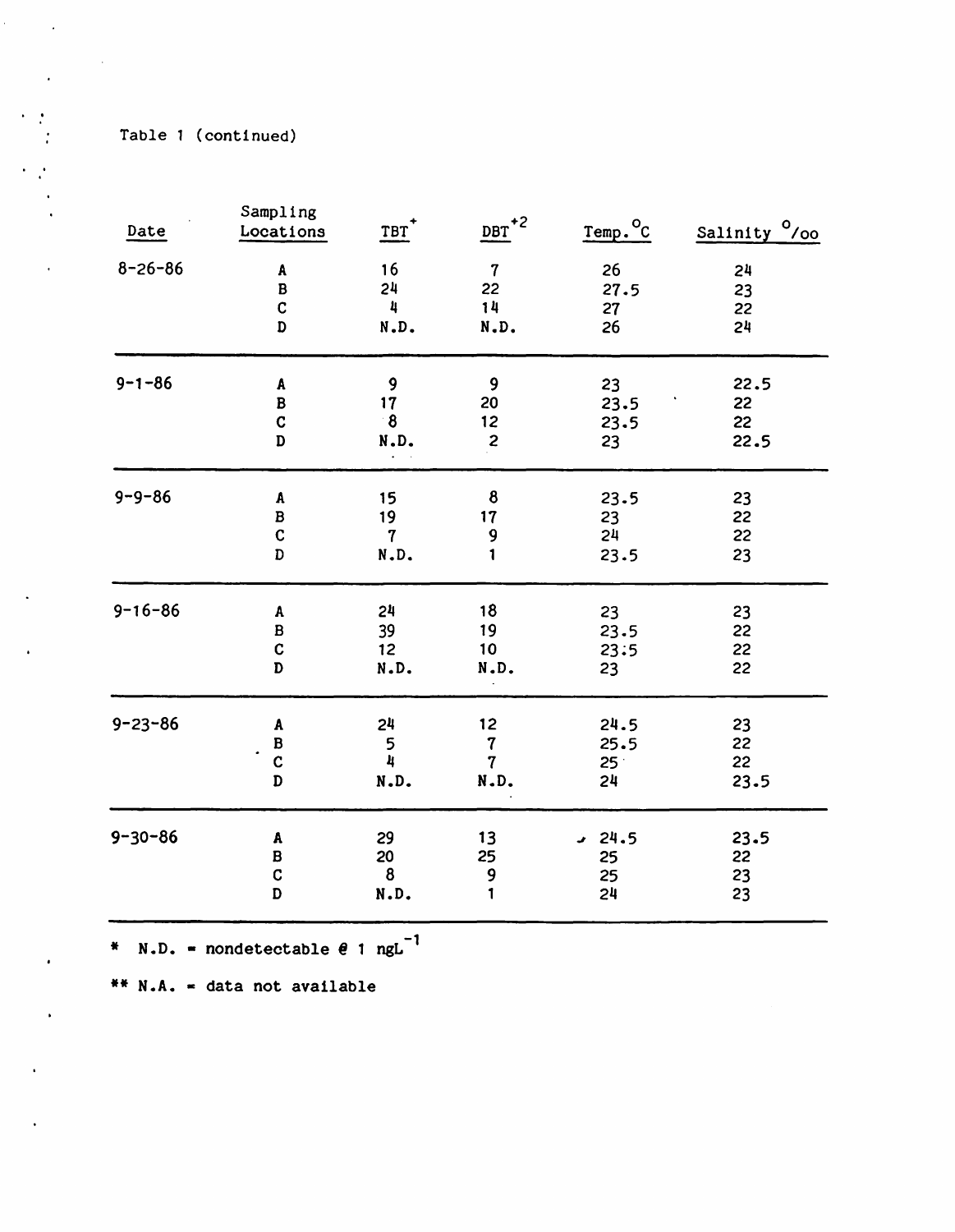Table 1 (continued)

| Date | Sampling Locations | $TBT^{+}$ | $DBT^{+2}$ | Temp. °C | Salinity ‰ |
|---|---|---|---|---|---|
| 8-26-86 | A | 16 | 7 | 26 | 24 |
| | B | 24 | 22 | 27.5 | 23 |
| | C | 4 | 14 | 27 | 22 |
| | D | N.D. | N.D. | 26 | 24 |
| 9-1-86 | A | 9 | 9 | 23 | 22.5 |
| | B | 17 | 20 | 23.5 | 22 |
| | C | 8 | 12 | 23.5 | 22 |
| | D | N.D. | 2 | 23 | 22.5 |
| 9-9-86 | A | 15 | 8 | 23.5 | 23 |
| | B | 19 | 17 | 23 | 22 |
| | C | 7 | 9 | 24 | 22 |
| | D | N.D. | 1 | 23.5 | 23 |
| 9-16-86 | A | 24 | 18 | 23 | 23 |
| | B | 39 | 19 | 23.5 | 22 |
| | C | 12 | 10 | 23.5 | 22 |
| | D | N.D. | N.D. | 23 | 22 |
| 9-23-86 | A | 24 | 12 | 24.5 | 23 |
| | B | 5 | 7 | 25.5 | 22 |
| | C | 4 | 7 | 25 | 22 |
| | D | N.D. | N.D. | 24 | 23.5 |
| 9-30-86 | A | 29 | 13 | 24.5 | 23.5 |
| | B | 20 | 25 | 25 | 22 |
| | C | 8 | 9 | 25 | 23 |
| | D | N.D. | 1 | 24 | 23 |

\* N.D. = nondetectable @ 1 $ngL^{-1}$

\*\* N.A. = data not available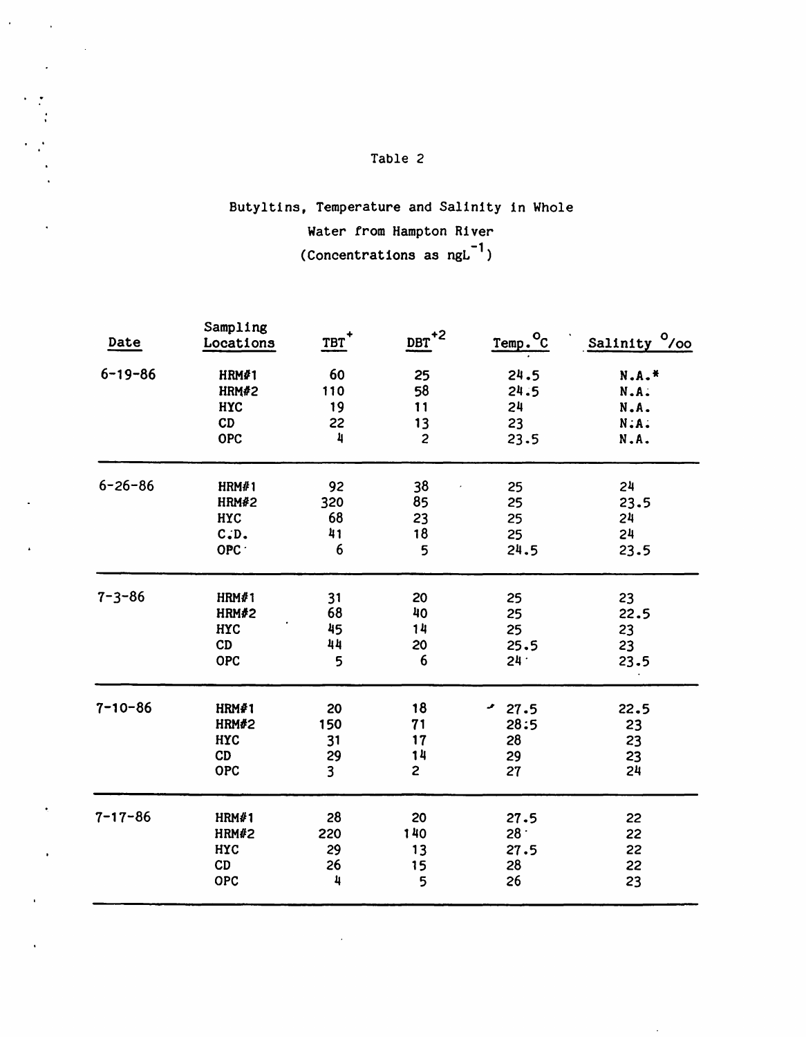Table 2

Butyltins, Temperature and Salinity in Whole Water from Hampton River (Concentrations as $ngL^{-1}$)

| Date | Sampling Locations | $TBT^{+}$ | $DBT^{+2}$ | Temp. °C | Salinity °/oo |
|---|---|---|---|---|---|
| 6-19-86 | HRM#1 | 60 | 25 | 24.5 | N.A.* |
| | HRM#2 | 110 | 58 | 24.5 | N.A. |
| | HYC | 19 | 11 | 24 | N.A. |
| | CD | 22 | 13 | 23 | N.A. |
| | OPC | 4 | 2 | 23.5 | N.A. |
| 6-26-86 | HRM#1 | 92 | 38 | 25 | 24 |
| | HRM#2 | 320 | 85 | 25 | 23.5 |
| | HYC | 68 | 23 | 25 | 24 |
| | C.D. | 41 | 18 | 25 | 24 |
| | OPC | 6 | 5 | 24.5 | 23.5 |
| 7-3-86 | HRM#1 | 31 | 20 | 25 | 23 |
| | HRM#2 | 68 | 40 | 25 | 22.5 |
| | HYC | 45 | 14 | 25 | 23 |
| | CD | 44 | 20 | 25.5 | 23 |
| | OPC | 5 | 6 | 24 | 23.5 |
| 7-10-86 | HRM#1 | 20 | 18 | 27.5 | 22.5 |
| | HRM#2 | 150 | 71 | 28.5 | 23 |
| | HYC | 31 | 17 | 28 | 23 |
| | CD | 29 | 14 | 29 | 23 |
| | OPC | 3 | 2 | 27 | 24 |
| 7-17-86 | HRM#1 | 28 | 20 | 27.5 | 22 |
| | HRM#2 | 220 | 140 | 28 | 22 |
| | HYC | 29 | 13 | 27.5 | 22 |
| | CD | 26 | 15 | 28 | 22 |
| | OPC | 4 | 5 | 26 | 23 |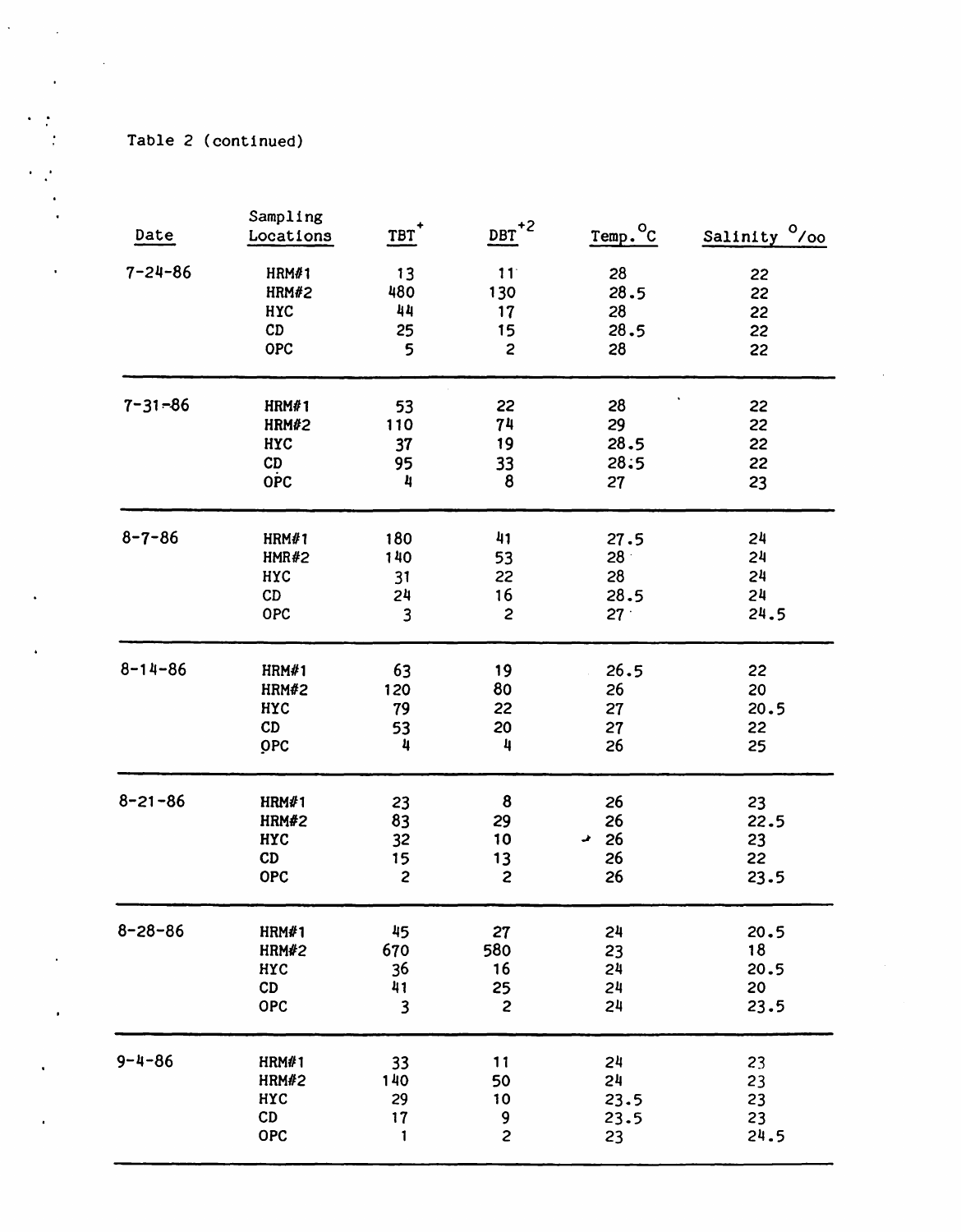Table 2 (continued)

| Date | Sampling Locations | $TBT^{+}$ | $DBT^{+2}$ | Temp. °C | Salinity °/oo |
|---|---|---|---|---|---|
| 7-24-86 | HRM#1 | 13 | 11 | 28 | 22 |
| | HRM#2 | 480 | 130 | 28.5 | 22 |
| | HYC | 44 | 17 | 28 | 22 |
| | CD | 25 | 15 | 28.5 | 22 |
| | OPC | 5 | 2 | 28 | 22 |
| 7-31-86 | HRM#1 | 53 | 22 | 28 | 22 |
| | HRM#2 | 110 | 74 | 29 | 22 |
| | HYC | 37 | 19 | 28.5 | 22 |
| | CD | 95 | 33 | 28.5 | 22 |
| | OPC | 4 | 8 | 27 | 23 |
| 8-7-86 | HRM#1 | 180 | 41 | 27.5 | 24 |
| | HMR#2 | 140 | 53 | 28 | 24 |
| | HYC | 31 | 22 | 28 | 24 |
| | CD | 24 | 16 | 28.5 | 24 |
| | OPC | 3 | 2 | 27 | 24.5 |
| 8-14-86 | HRM#1 | 63 | 19 | 26.5 | 22 |
| | HRM#2 | 120 | 80 | 26 | 20 |
| | HYC | 79 | 22 | 27 | 20.5 |
| | CD | 53 | 20 | 27 | 22 |
| | OPC | 4 | 4 | 26 | 25 |
| 8-21-86 | HRM#1 | 23 | 8 | 26 | 23 |
| | HRM#2 | 83 | 29 | 26 | 22.5 |
| | HYC | 32 | 10 | 26 | 23 |
| | CD | 15 | 13 | 26 | 22 |
| | OPC | 2 | 2 | 26 | 23.5 |
| 8-28-86 | HRM#1 | 45 | 27 | 24 | 20.5 |
| | HRM#2 | 670 | 580 | 23 | 18 |
| | HYC | 36 | 16 | 24 | 20.5 |
| | CD | 41 | 25 | 24 | 20 |
| | OPC | 3 | 2 | 24 | 23.5 |
| 9-4-86 | HRM#1 | 33 | 11 | 24 | 23 |
| | HRM#2 | 140 | 50 | 24 | 23 |
| | HYC | 29 | 10 | 23.5 | 23 |
| | CD | 17 | 9 | 23.5 | 23 |
| | OPC | 1 | 2 | 23 | 24.5 |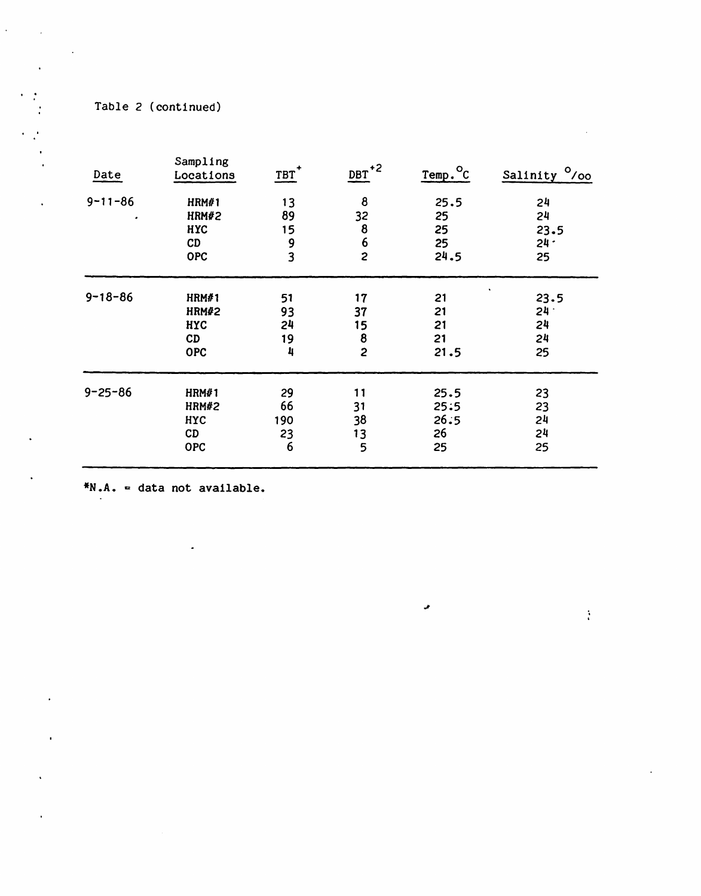Table 2 (continued)

| Date | Sampling Locations | TBT+ | DBT+2 | Temp. °C | Salinity °/oo |
|---|---|---|---|---|---|
| 9-11-86 | HRM#1 | 13 | 8 | 25.5 | 24 |
| | HRM#2 | 89 | 32 | 25 | 24 |
| | HYC | 15 | 8 | 25 | 23.5 |
| | CD | 9 | 6 | 25 | 24 |
| | OPC | 3 | 2 | 24.5 | 25 |
| 9-18-86 | HRM#1 | 51 | 17 | 21 | 23.5 |
| | HRM#2 | 93 | 37 | 21 | 24 |
| | HYC | 24 | 15 | 21 | 24 |
| | CD | 19 | 8 | 21 | 24 |
| | OPC | 4 | 2 | 21.5 | 25 |
| 9-25-86 | HRM#1 | 29 | 11 | 25.5 | 23 |
| | HRM#2 | 66 | 31 | 25.5 | 23 |
| | HYC | 190 | 38 | 26.5 | 24 |
| | CD | 23 | 13 | 26 | 24 |
| | OPC | 6 | 5 | 25 | 25 |

*N.A. = data not available.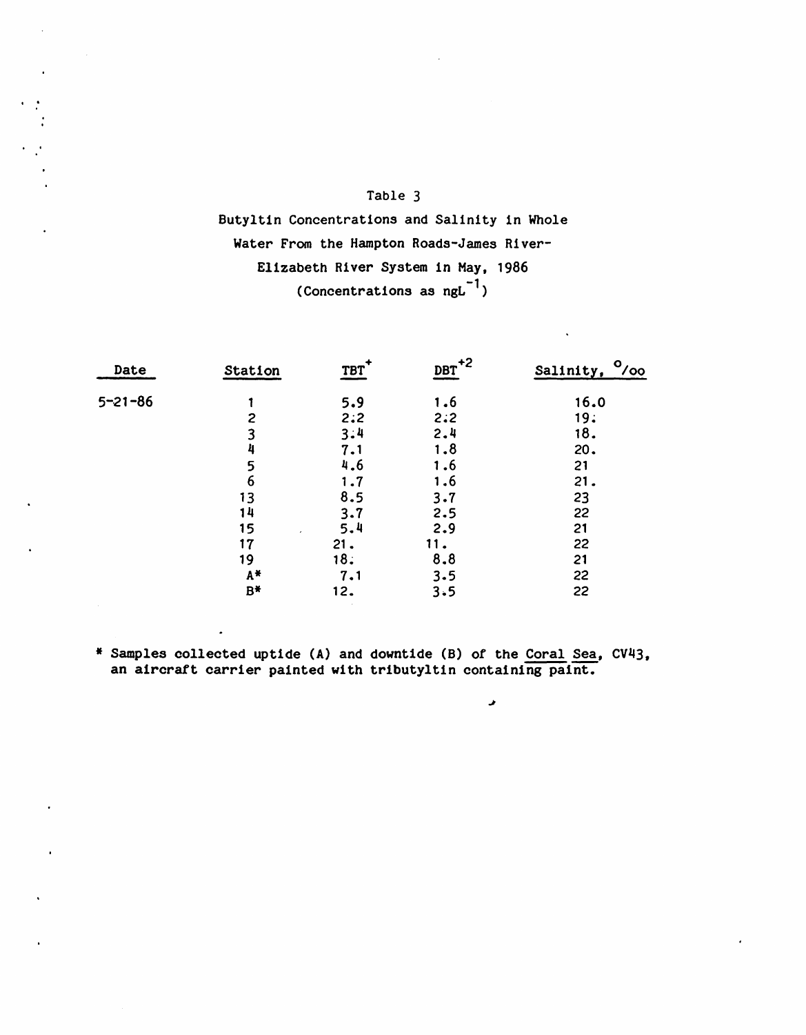Table 3

Butyltin Concentrations and Salinity in Whole Water From the Hampton Roads-James River-Elizabeth River System in May, 1986

(Concentrations as $ngL^{-1}$)

| Date | Station | $TBT^{+}$ | $DBT^{+2}$ | Salinity, ‰ |
|---|---|---|---|---|
| 5-21-86 | 1 | 5.9 | 1.6 | 16.0 |
| | 2 | 2.2 | 2.2 | 19. |
| | 3 | 3.4 | 2.4 | 18. |
| | 4 | 7.1 | 1.8 | 20. |
| | 5 | 4.6 | 1.6 | 21 |
| | 6 | 1.7 | 1.6 | 21. |
| | 13 | 8.5 | 3.7 | 23 |
| | 14 | 3.7 | 2.5 | 22 |
| | 15 | 5.4 | 2.9 | 21 |
| | 17 | 21. | 11. | 22 |
| | 19 | 18. | 8.8 | 21 |
| | A* | 7.1 | 3.5 | 22 |
| | B* | 12. | 3.5 | 22 |

* Samples collected uptide (A) and downtide (B) of the Coral Sea, CV43, an aircraft carrier painted with tributyltin containing paint.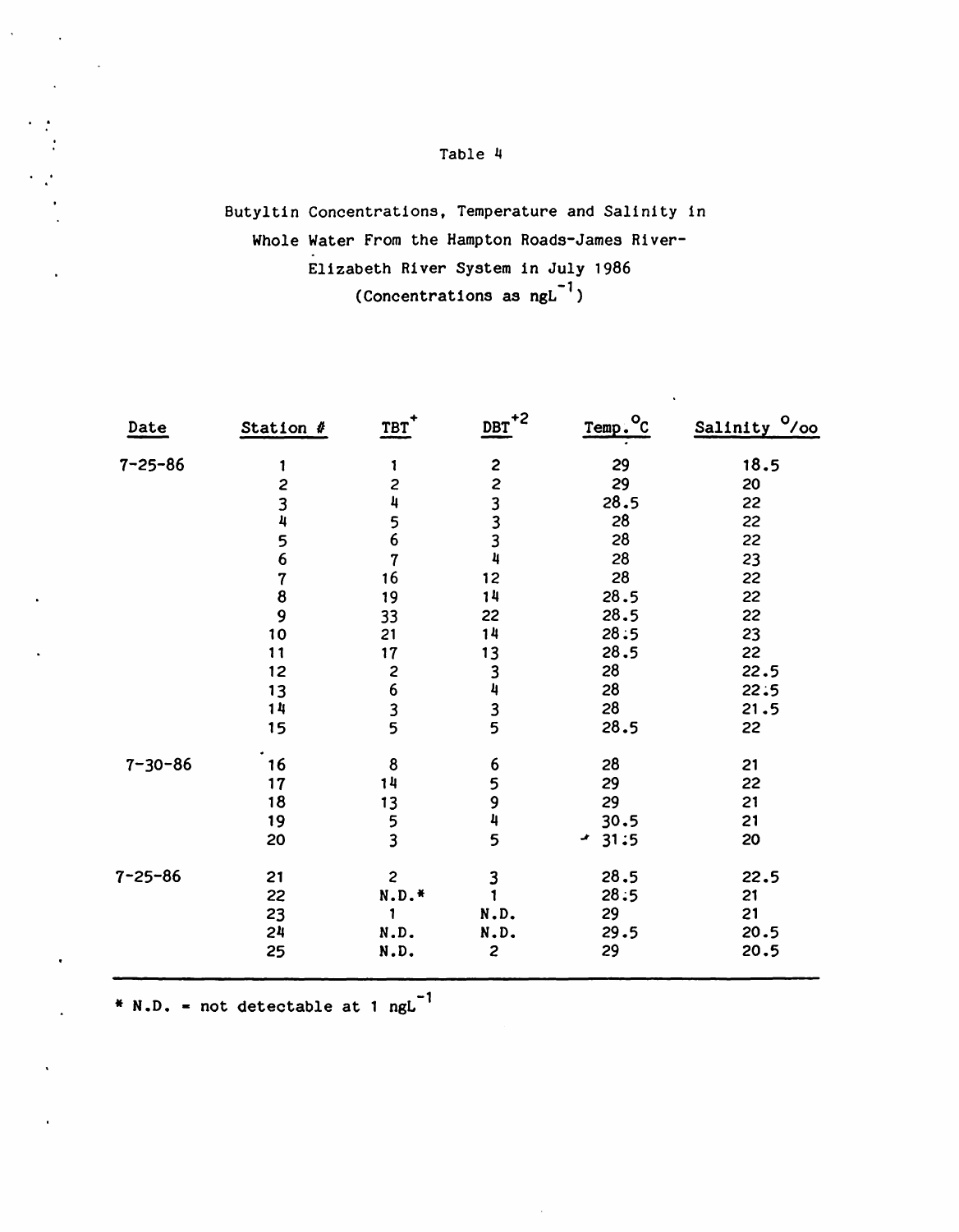Table 4

Butyltin Concentrations, Temperature and Salinity in Whole Water From the Hampton Roads-James River-Elizabeth River System in July 1986 (Concentrations as $ngL^{-1}$)

| Date | Station # | $TBT^{+}$ | $DBT^{+2}$ | Temp. °C | Salinity °/oo |
|---|---|---|---|---|---|
| 7-25-86 | 1 | 1 | 2 | 29 | 18.5 |
| | 2 | 2 | 2 | 29 | 20 |
| | 3 | 4 | 3 | 28.5 | 22 |
| | 4 | 5 | 3 | 28 | 22 |
| | 5 | 6 | 3 | 28 | 22 |
| | 6 | 7 | 4 | 28 | 23 |
| | 7 | 16 | 12 | 28 | 22 |
| | 8 | 19 | 14 | 28.5 | 22 |
| | 9 | 33 | 22 | 28.5 | 22 |
| | 10 | 21 | 14 | 28.5 | 23 |
| | 11 | 17 | 13 | 28.5 | 22 |
| | 12 | 2 | 3 | 28 | 22.5 |
| | 13 | 6 | 4 | 28 | 22.5 |
| | 14 | 3 | 3 | 28 | 21.5 |
| | 15 | 5 | 5 | 28.5 | 22 |
| 7-30-86 | 16 | 8 | 6 | 28 | 21 |
| | 17 | 14 | 5 | 29 | 22 |
| | 18 | 13 | 9 | 29 | 21 |
| | 19 | 5 | 4 | 30.5 | 21 |
| | 20 | 3 | 5 | 31.5 | 20 |
| 7-25-86 | 21 | 2 | 3 | 28.5 | 22.5 |
| | 22 | N.D.* | 1 | 28.5 | 21 |
| | 23 | 1 | N.D. | 29 | 21 |
| | 24 | N.D. | N.D. | 29.5 | 20.5 |
| | 25 | N.D. | 2 | 29 | 20.5 |

\* N.D. = not detectable at 1 $ngL^{-1}$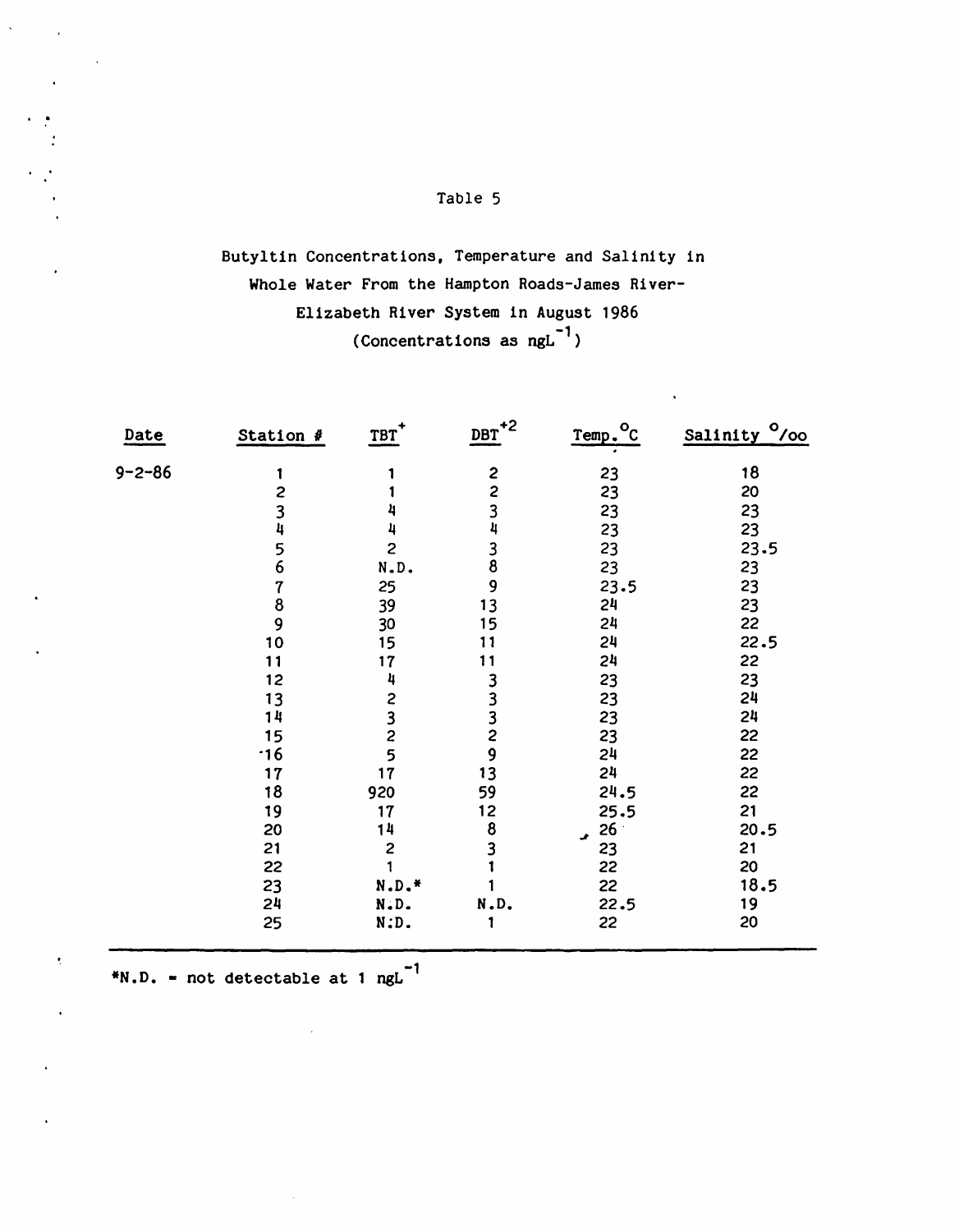Table 5

Butyltin Concentrations, Temperature and Salinity in Whole Water From the Hampton Roads-James River-Elizabeth River System in August 1986 (Concentrations as $ngL^{-1}$)

| Date | Station # | $TBT^{+}$ | $DBT^{+2}$ | Temp. °C | Salinity °/oo |
|---|---|---|---|---|---|
| 9-2-86 | 1 | 1 | 2 | 23 | 18 |
| | 2 | 1 | 2 | 23 | 20 |
| | 3 | 4 | 3 | 23 | 23 |
| | 4 | 4 | 4 | 23 | 23 |
| | 5 | 2 | 3 | 23 | 23.5 |
| | 6 | N.D. | 8 | 23 | 23 |
| | 7 | 25 | 9 | 23.5 | 23 |
| | 8 | 39 | 13 | 24 | 23 |
| | 9 | 30 | 15 | 24 | 22 |
| | 10 | 15 | 11 | 24 | 22.5 |
| | 11 | 17 | 11 | 24 | 22 |
| | 12 | 4 | 3 | 23 | 23 |
| | 13 | 2 | 3 | 23 | 24 |
| | 14 | 3 | 3 | 23 | 24 |
| | 15 | 2 | 2 | 23 | 22 |
| | 16 | 5 | 9 | 24 | 22 |
| | 17 | 17 | 13 | 24 | 22 |
| | 18 | 920 | 59 | 24.5 | 22 |
| | 19 | 17 | 12 | 25.5 | 21 |
| | 20 | 14 | 8 | 26 | 20.5 |
| | 21 | 2 | 3 | 23 | 21 |
| | 22 | 1 | 1 | 22 | 20 |
| | 23 | N.D.* | 1 | 22 | 18.5 |
| | 24 | N.D. | N.D. | 22.5 | 19 |
| | 25 | N.D. | 1 | 22 | 20 |

*N.D. = not detectable at 1 $ngL^{-1}$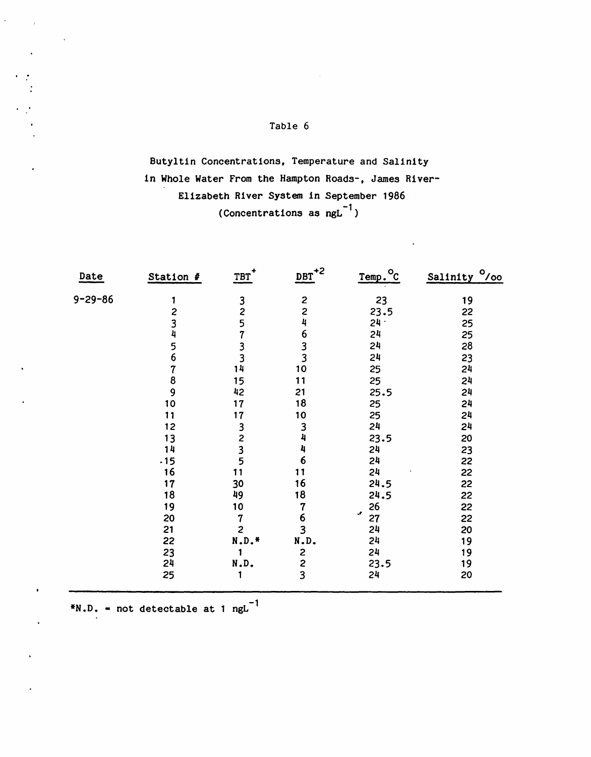Table 6

Butyltin Concentrations, Temperature and Salinity in Whole Water From the Hampton Roads-, James River-Elizabeth River System in September 1986 (Concentrations as $ngL^{-1}$)

| Date | Station # | $TBT^{+}$ | $DBT^{+2}$ | Temp. °C | Salinity ‰ |
|---|---|---|---|---|---|
| 9-29-86 | 1 | 3 | 2 | 23 | 19 |
| | 2 | 2 | 2 | 23.5 | 22 |
| | 3 | 5 | 4 | 24 | 25 |
| | 4 | 7 | 6 | 24 | 25 |
| | 5 | 3 | 3 | 24 | 28 |
| | 6 | 3 | 3 | 24 | 23 |
| | 7 | 14 | 10 | 25 | 24 |
| | 8 | 15 | 11 | 25 | 24 |
| | 9 | 42 | 21 | 25.5 | 24 |
| | 10 | 17 | 18 | 25 | 24 |
| | 11 | 17 | 10 | 25 | 24 |
| | 12 | 3 | 3 | 24 | 24 |
| | 13 | 2 | 4 | 23.5 | 20 |
| | 14 | 3 | 4 | 24 | 23 |
| | 15 | 5 | 6 | 24 | 22 |
| | 16 | 11 | 11 | 24 | 22 |
| | 17 | 30 | 16 | 24.5 | 22 |
| | 18 | 49 | 18 | 24.5 | 22 |
| | 19 | 10 | 7 | 26 | 22 |
| | 20 | 7 | 6 | 27 | 22 |
| | 21 | 2 | 3 | 24 | 20 |
| | 22 | N.D.* | N.D. | 24 | 19 |
| | 23 | 1 | 2 | 24 | 19 |
| | 24 | N.D. | 2 | 23.5 | 19 |
| | 25 | 1 | 3 | 24 | 20 |

*N.D. = not detectable at 1 $ngL^{-1}$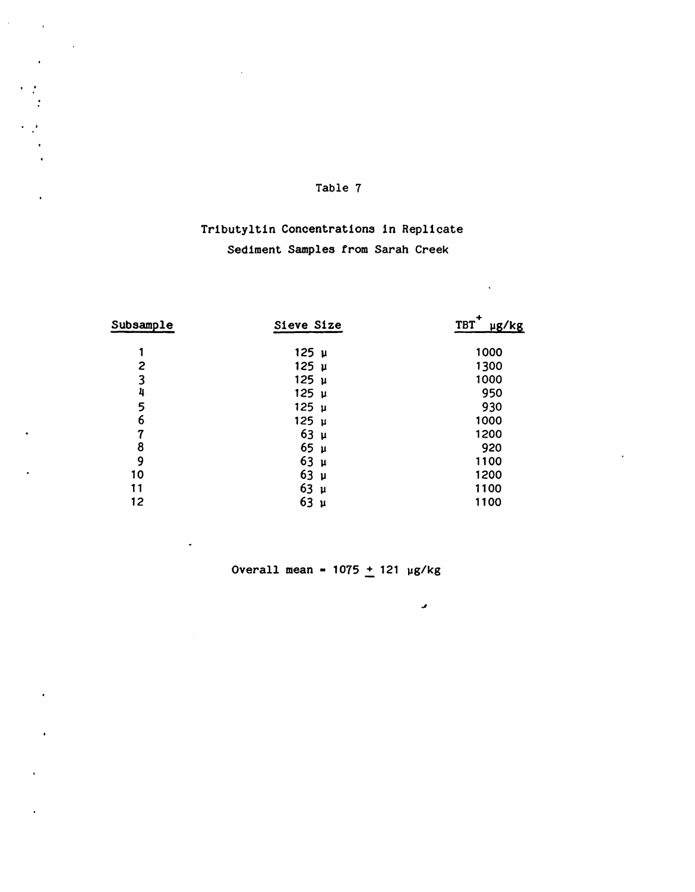Table 7

Tributyltin Concentrations in Replicate Sediment Samples from Sarah Creek

| Subsample | Sieve Size | $TBT^+$ µg/kg |
|---|---|---|
| 1 | 125 µ | 1000 |
| 2 | 125 µ | 1300 |
| 3 | 125 µ | 1000 |
| 4 | 125 µ | 950 |
| 5 | 125 µ | 930 |
| 6 | 125 µ | 1000 |
| 7 | 63 µ | 1200 |
| 8 | 65 µ | 920 |
| 9 | 63 µ | 1100 |
| 10 | 63 µ | 1200 |
| 11 | 63 µ | 1100 |
| 12 | 63 µ | 1100 |

Overall mean = 1075 ± 121 µg/kg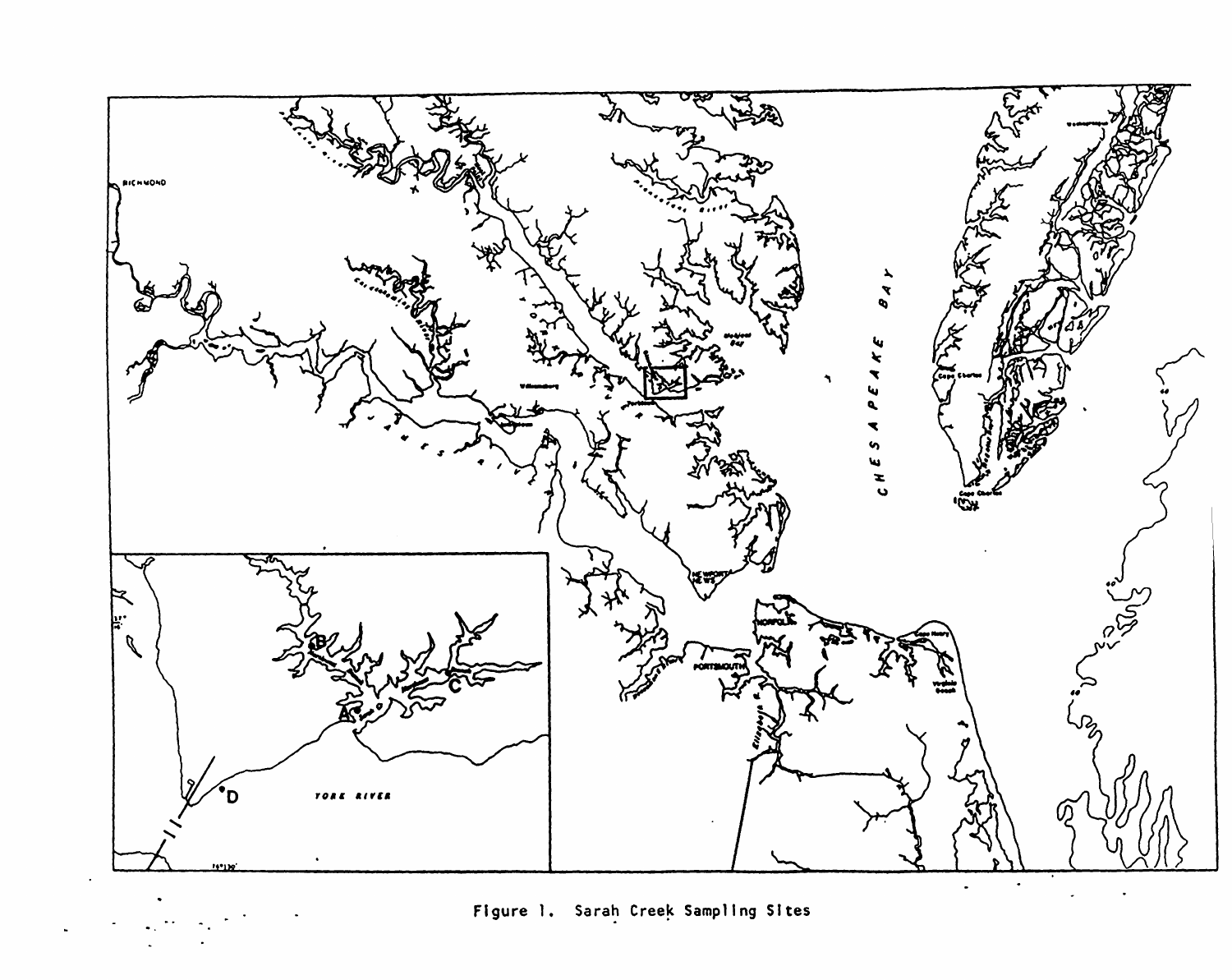Figure 1. Sarah Creek Sampling Sites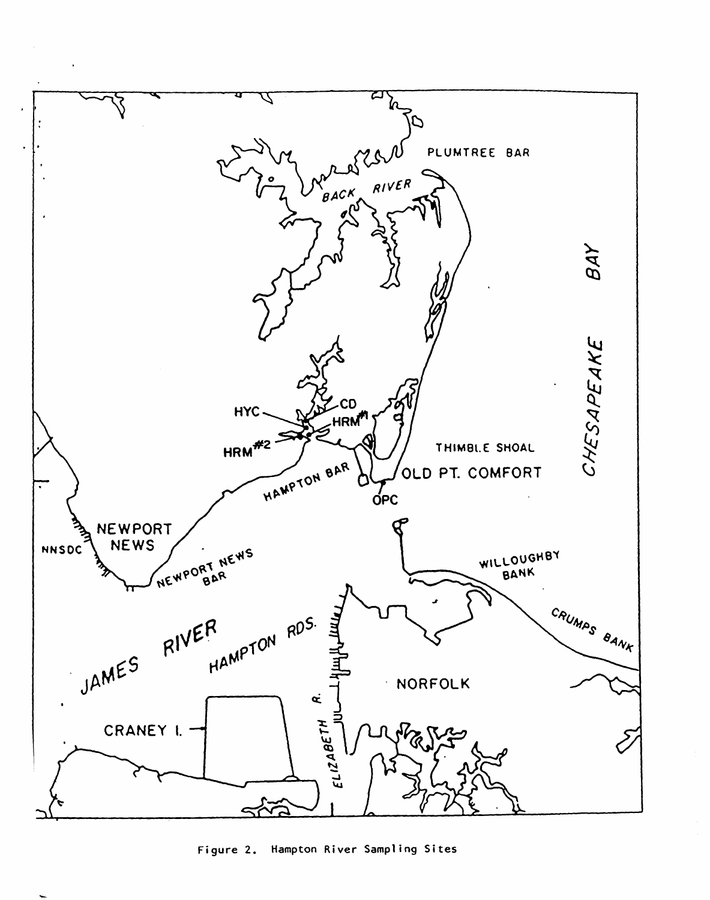Figure 2. Hampton River Sampling Sites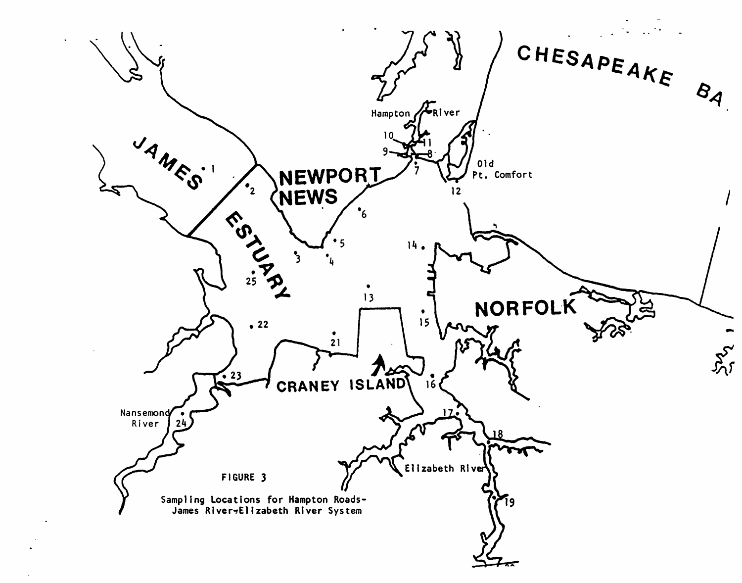CHESAPEAKE BA

JAMES

ESTUARY

NEWPORT NEWS

NORFOLK

CRANEY ISLAND

Hampton River

Old Pt. Comfort

Nansemond River

Elizabeth River

1 2 3 4 5 6 7 8 9 10 11 12 13 14 15 16 17 18 19 21 22 23 24 25

FIGURE 3

Sampling Locations for Hampton Roads-James River-Elizabeth River System